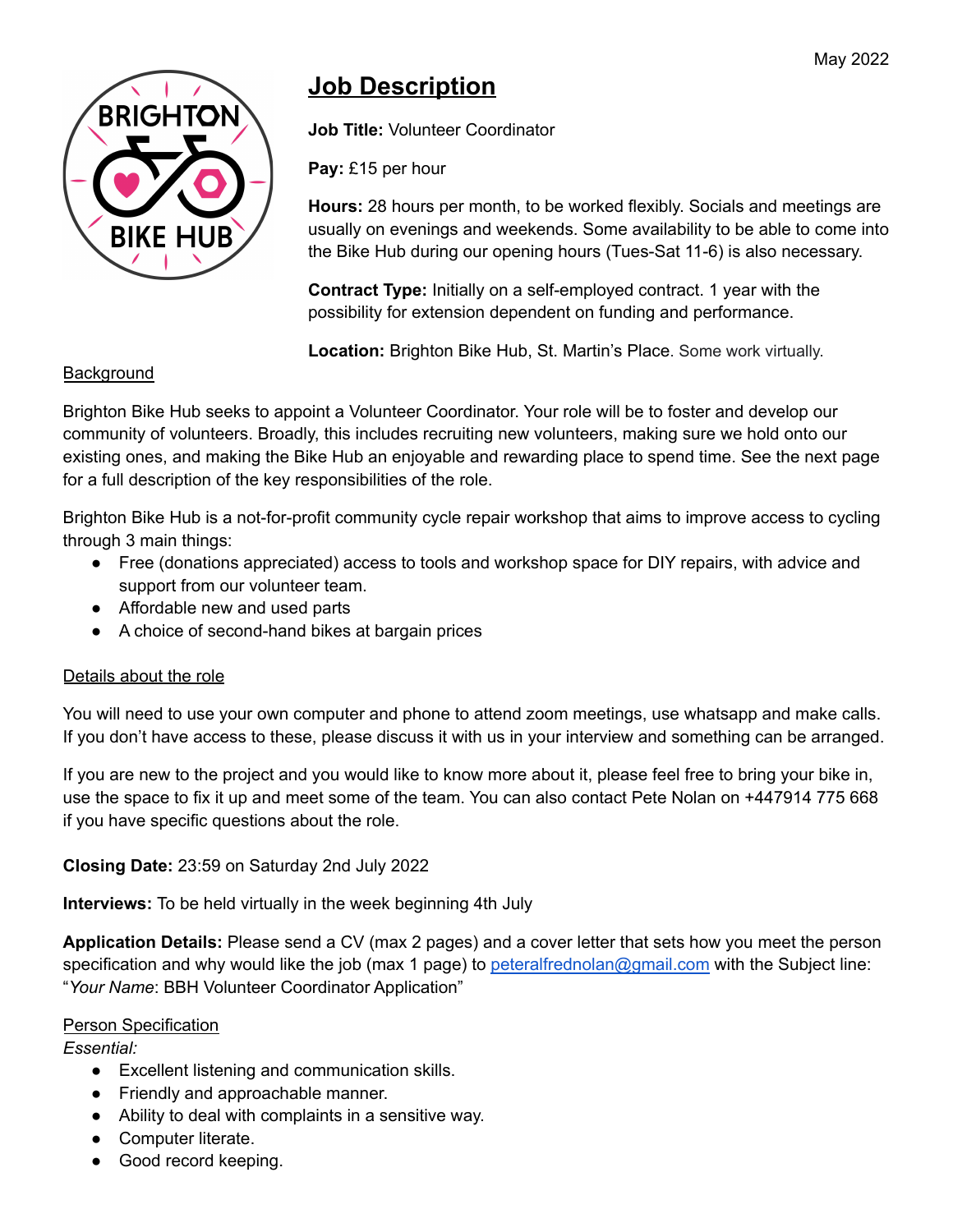May 2022

# Job Description

**Job Title:** Volunteer Coordinator

**Pay:** £15 per hour

**Hours:** 28 hours per month, to be worked flexibly. Socials and meetings are usually on evenings and weekends. Some availability to be able to come into the Bike Hub during our opening hours (Tues-Sat 11-6) is also necessary.

**Contract Type:** Initially on a self-employed contract. 1 year with the possibility for extension dependent on funding and performance.

**Location:** Brighton Bike Hub, St. Martin's Place. Some work virtually.

## Background

Brighton Bike Hub seeks to appoint a Volunteer Coordinator. Your role will be to foster and develop our community of volunteers. Broadly, this includes recruiting new volunteers, making sure we hold onto our existing ones, and making the Bike Hub an enjoyable and rewarding place to spend time. See the next page for a full description of the key responsibilities of the role.

Brighton Bike Hub is a not-for-profit community cycle repair workshop that aims to improve access to cycling through 3 main things:

- Free (donations appreciated) access to tools and workshop space for DIY repairs, with advice and support from our volunteer team.
- Affordable new and used parts
- A choice of second-hand bikes at bargain prices

## Details about the role

You will need to use your own computer and phone to attend zoom meetings, use whatsapp and make calls. If you don't have access to these, please discuss it with us in your interview and something can be arranged.

If you are new to the project and you would like to know more about it, please feel free to bring your bike in, use the space to fix it up and meet some of the team. You can also contact Pete Nolan on +447914 775 668 if you have specific questions about the role.

**Closing Date:** 23:59 on Saturday 2nd July 2022

**Interviews:** To be held virtually in the week beginning 4th July

**Application Details:** Please send a CV (max 2 pages) and a cover letter that sets how you meet the person specification and why would like the job (max 1 page) to peteralfrednolan@gmail.com with the Subject line: "*Your Name*: BBH Volunteer Coordinator Application"

## Person Specification

*Essential:*

- Excellent listening and communication skills.
- Friendly and approachable manner.
- Ability to deal with complaints in a sensitive way.
- Computer literate.
- Good record keeping.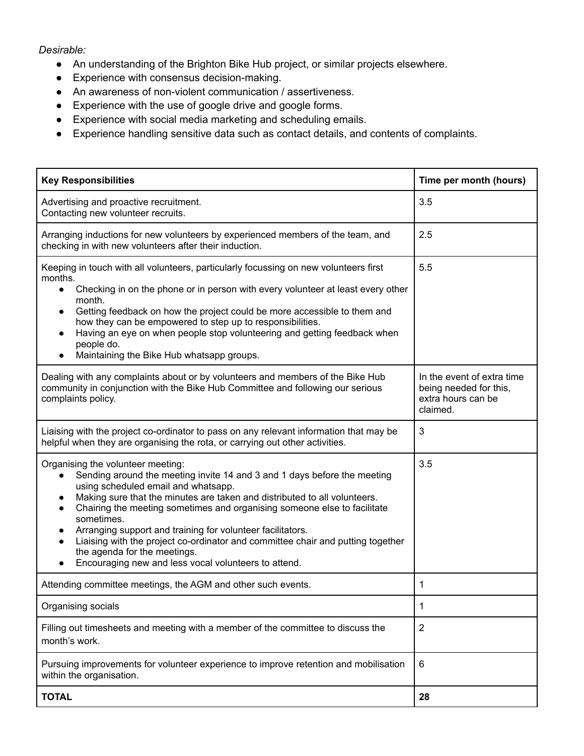*Desirable:*

- An understanding of the Brighton Bike Hub project, or similar projects elsewhere.
- Experience with consensus decision-making.
- An awareness of non-violent communication / assertiveness.
- Experience with the use of google drive and google forms.
- Experience with social media marketing and scheduling emails.
- Experience handling sensitive data such as contact details, and contents of complaints.

| **Key Responsibilities** | **Time per month (hours)** |
|---|---|
| Advertising and proactive recruitment.<br>Contacting new volunteer recruits. | 3.5 |
| Arranging inductions for new volunteers by experienced members of the team, and checking in with new volunteers after their induction. | 2.5 |
| Keeping in touch with all volunteers, particularly focussing on new volunteers first months.<br>• Checking in on the phone or in person with every volunteer at least every other month.<br>• Getting feedback on how the project could be more accessible to them and how they can be empowered to step up to responsibilities.<br>• Having an eye on when people stop volunteering and getting feedback when people do.<br>• Maintaining the Bike Hub whatsapp groups. | 5.5 |
| Dealing with any complaints about or by volunteers and members of the Bike Hub community in conjunction with the Bike Hub Committee and following our serious complaints policy. | In the event of extra time being needed for this, extra hours can be claimed. |
| Liaising with the project co-ordinator to pass on any relevant information that may be helpful when they are organising the rota, or carrying out other activities. | 3 |
| Organising the volunteer meeting:<br>• Sending around the meeting invite 14 and 3 and 1 days before the meeting using scheduled email and whatsapp.<br>• Making sure that the minutes are taken and distributed to all volunteers.<br>• Chairing the meeting sometimes and organising someone else to facilitate sometimes.<br>• Arranging support and training for volunteer facilitators.<br>• Liaising with the project co-ordinator and committee chair and putting together the agenda for the meetings.<br>• Encouraging new and less vocal volunteers to attend. | 3.5 |
| Attending committee meetings, the AGM and other such events. | 1 |
| Organising socials | 1 |
| Filling out timesheets and meeting with a member of the committee to discuss the month's work. | 2 |
| Pursuing improvements for volunteer experience to improve retention and mobilisation within the organisation. | 6 |
| **TOTAL** | **28** |